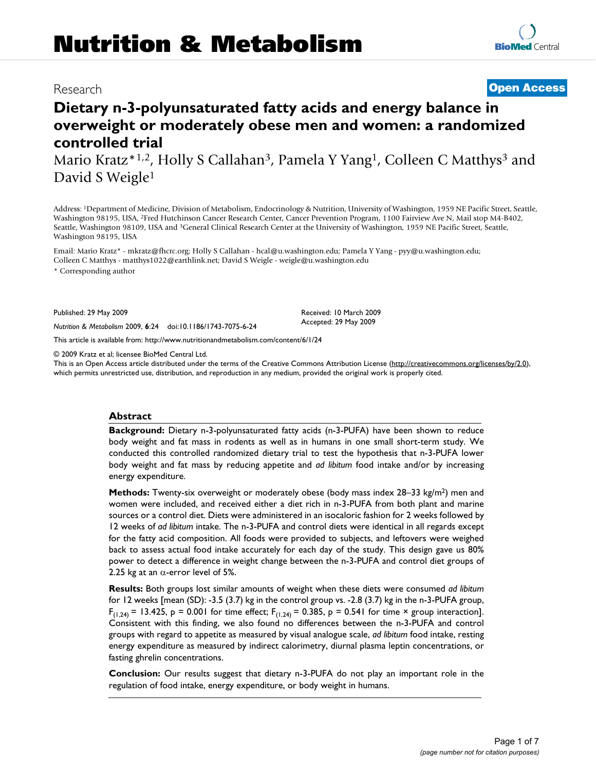Research

**Open Access**

# Dietary n-3-polyunsaturated fatty acids and energy balance in overweight or moderately obese men and women: a randomized controlled trial

Mario Kratz*[1,2], Holly S Callahan[3], Pamela Y Yang[1], Colleen C Matthys[3] and David S Weigle[1]

Address: [1]Department of Medicine, Division of Metabolism, Endocrinology & Nutrition, University of Washington, 1959 NE Pacific Street, Seattle, Washington 98195, USA, [2]Fred Hutchinson Cancer Research Center, Cancer Prevention Program, 1100 Fairview Ave N, Mail stop M4-B402, Seattle, Washington 98109, USA and [3]General Clinical Research Center at the University of Washington, 1959 NE Pacific Street, Seattle, Washington 98195, USA

Email: Mario Kratz* - mkratz@fhcrc.org; Holly S Callahan - hcal@u.washington.edu; Pamela Y Yang - pyy@u.washington.edu; Colleen C Matthys - matthys1022@earthlink.net; David S Weigle - weigle@u.washington.edu

\* Corresponding author

Published: 29 May 2009

*Nutrition & Metabolism* 2009, **6**:24 doi:10.1186/1743-7075-6-24

Received: 10 March 2009
Accepted: 29 May 2009

This article is available from: http://www.nutritionandmetabolism.com/content/6/1/24

© 2009 Kratz et al; licensee BioMed Central Ltd.
This is an Open Access article distributed under the terms of the Creative Commons Attribution License (http://creativecommons.org/licenses/by/2.0), which permits unrestricted use, distribution, and reproduction in any medium, provided the original work is properly cited.

## Abstract

**Background:** Dietary n-3-polyunsaturated fatty acids (n-3-PUFA) have been shown to reduce body weight and fat mass in rodents as well as in humans in one small short-term study. We conducted this controlled randomized dietary trial to test the hypothesis that n-3-PUFA lower body weight and fat mass by reducing appetite and *ad libitum* food intake and/or by increasing energy expenditure.

**Methods:** Twenty-six overweight or moderately obese (body mass index 28–33 kg/m$^2$) men and women were included, and received either a diet rich in n-3-PUFA from both plant and marine sources or a control diet. Diets were administered in an isocaloric fashion for 2 weeks followed by 12 weeks of *ad libitum* intake. The n-3-PUFA and control diets were identical in all regards except for the fatty acid composition. All foods were provided to subjects, and leftovers were weighed back to assess actual food intake accurately for each day of the study. This design gave us 80% power to detect a difference in weight change between the n-3-PUFA and control diet groups of 2.25 kg at an $\alpha$-error level of 5%.

**Results:** Both groups lost similar amounts of weight when these diets were consumed *ad libitum* for 12 weeks [mean (SD): -3.5 (3.7) kg in the control group vs. -2.8 (3.7) kg in the n-3-PUFA group, $F_{(1,24)} = 13.425$, $p = 0.001$ for time effect; $F_{(1,24)} = 0.385$, $p = 0.541$ for time × group interaction]. Consistent with this finding, we also found no differences between the n-3-PUFA and control groups with regard to appetite as measured by visual analogue scale, *ad libitum* food intake, resting energy expenditure as measured by indirect calorimetry, diurnal plasma leptin concentrations, or fasting ghrelin concentrations.

**Conclusion:** Our results suggest that dietary n-3-PUFA do not play an important role in the regulation of food intake, energy expenditure, or body weight in humans.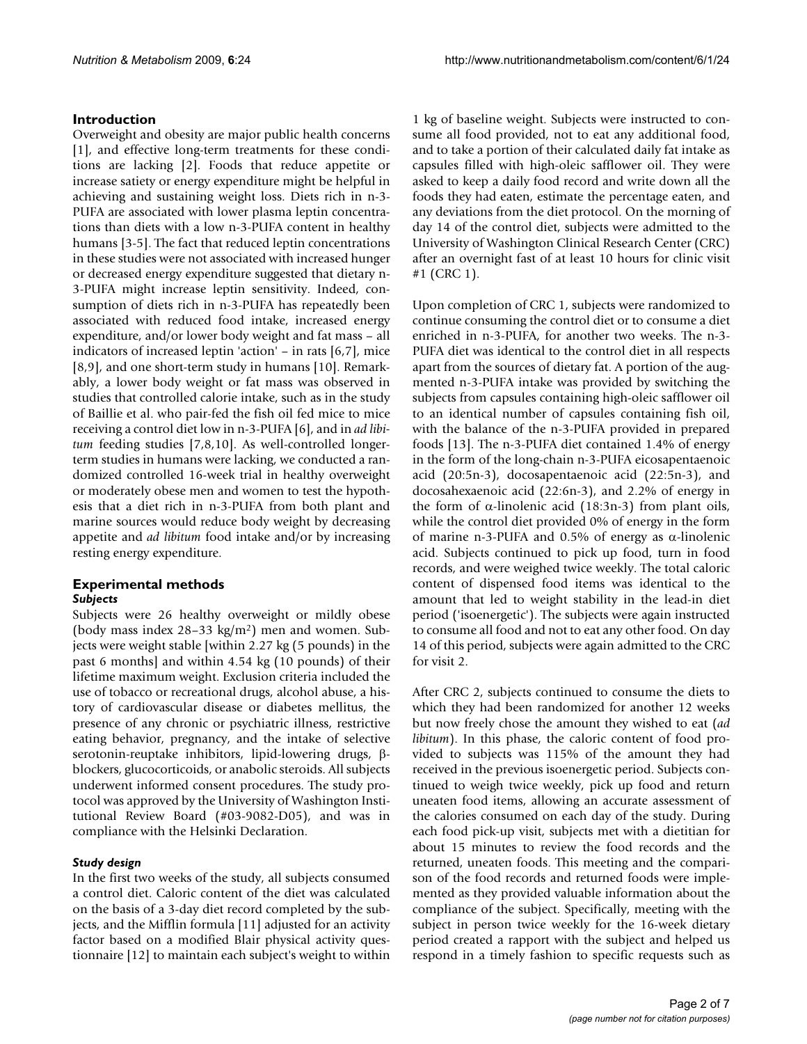## Introduction

Overweight and obesity are major public health concerns [1], and effective long-term treatments for these conditions are lacking [2]. Foods that reduce appetite or increase satiety or energy expenditure might be helpful in achieving and sustaining weight loss. Diets rich in n-3-PUFA are associated with lower plasma leptin concentrations than diets with a low n-3-PUFA content in healthy humans [3-5]. The fact that reduced leptin concentrations in these studies were not associated with increased hunger or decreased energy expenditure suggested that dietary n-3-PUFA might increase leptin sensitivity. Indeed, consumption of diets rich in n-3-PUFA has repeatedly been associated with reduced food intake, increased energy expenditure, and/or lower body weight and fat mass – all indicators of increased leptin 'action' – in rats [6,7], mice [8,9], and one short-term study in humans [10]. Remarkably, a lower body weight or fat mass was observed in studies that controlled calorie intake, such as in the study of Baillie et al. who pair-fed the fish oil fed mice to mice receiving a control diet low in n-3-PUFA [6], and in *ad libitum* feeding studies [7,8,10]. As well-controlled longer-term studies in humans were lacking, we conducted a randomized controlled 16-week trial in healthy overweight or moderately obese men and women to test the hypothesis that a diet rich in n-3-PUFA from both plant and marine sources would reduce body weight by decreasing appetite and *ad libitum* food intake and/or by increasing resting energy expenditure.

## Experimental methods

### *Subjects*

Subjects were 26 healthy overweight or mildly obese (body mass index 28–33 $kg/m^2$) men and women. Subjects were weight stable [within 2.27 kg (5 pounds) in the past 6 months] and within 4.54 kg (10 pounds) of their lifetime maximum weight. Exclusion criteria included the use of tobacco or recreational drugs, alcohol abuse, a history of cardiovascular disease or diabetes mellitus, the presence of any chronic or psychiatric illness, restrictive eating behavior, pregnancy, and the intake of selective serotonin-reuptake inhibitors, lipid-lowering drugs, β-blockers, glucocorticoids, or anabolic steroids. All subjects underwent informed consent procedures. The study protocol was approved by the University of Washington Institutional Review Board (#03-9082-D05), and was in compliance with the Helsinki Declaration.

### *Study design*

In the first two weeks of the study, all subjects consumed a control diet. Caloric content of the diet was calculated on the basis of a 3-day diet record completed by the subjects, and the Mifflin formula [11] adjusted for an activity factor based on a modified Blair physical activity questionnaire [12] to maintain each subject's weight to within 1 kg of baseline weight. Subjects were instructed to consume all food provided, not to eat any additional food, and to take a portion of their calculated daily fat intake as capsules filled with high-oleic safflower oil. They were asked to keep a daily food record and write down all the foods they had eaten, estimate the percentage eaten, and any deviations from the diet protocol. On the morning of day 14 of the control diet, subjects were admitted to the University of Washington Clinical Research Center (CRC) after an overnight fast of at least 10 hours for clinic visit #1 (CRC 1).

Upon completion of CRC 1, subjects were randomized to continue consuming the control diet or to consume a diet enriched in n-3-PUFA, for another two weeks. The n-3-PUFA diet was identical to the control diet in all respects apart from the sources of dietary fat. A portion of the augmented n-3-PUFA intake was provided by switching the subjects from capsules containing high-oleic safflower oil to an identical number of capsules containing fish oil, with the balance of the n-3-PUFA provided in prepared foods [13]. The n-3-PUFA diet contained 1.4% of energy in the form of the long-chain n-3-PUFA eicosapentaenoic acid (20:5n-3), docosapentaenoic acid (22:5n-3), and docosahexaenoic acid (22:6n-3), and 2.2% of energy in the form of α-linolenic acid (18:3n-3) from plant oils, while the control diet provided 0% of energy in the form of marine n-3-PUFA and 0.5% of energy as α-linolenic acid. Subjects continued to pick up food, turn in food records, and were weighed twice weekly. The total caloric content of dispensed food items was identical to the amount that led to weight stability in the lead-in diet period ('isoenergetic'). The subjects were again instructed to consume all food and not to eat any other food. On day 14 of this period, subjects were again admitted to the CRC for visit 2.

After CRC 2, subjects continued to consume the diets to which they had been randomized for another 12 weeks but now freely chose the amount they wished to eat (*ad libitum*). In this phase, the caloric content of food provided to subjects was 115% of the amount they had received in the previous isoenergetic period. Subjects continued to weigh twice weekly, pick up food and return uneaten food items, allowing an accurate assessment of the calories consumed on each day of the study. During each food pick-up visit, subjects met with a dietitian for about 15 minutes to review the food records and the returned, uneaten foods. This meeting and the comparison of the food records and returned foods were implemented as they provided valuable information about the compliance of the subject. Specifically, meeting with the subject in person twice weekly for the 16-week dietary period created a rapport with the subject and helped us respond in a timely fashion to specific requests such as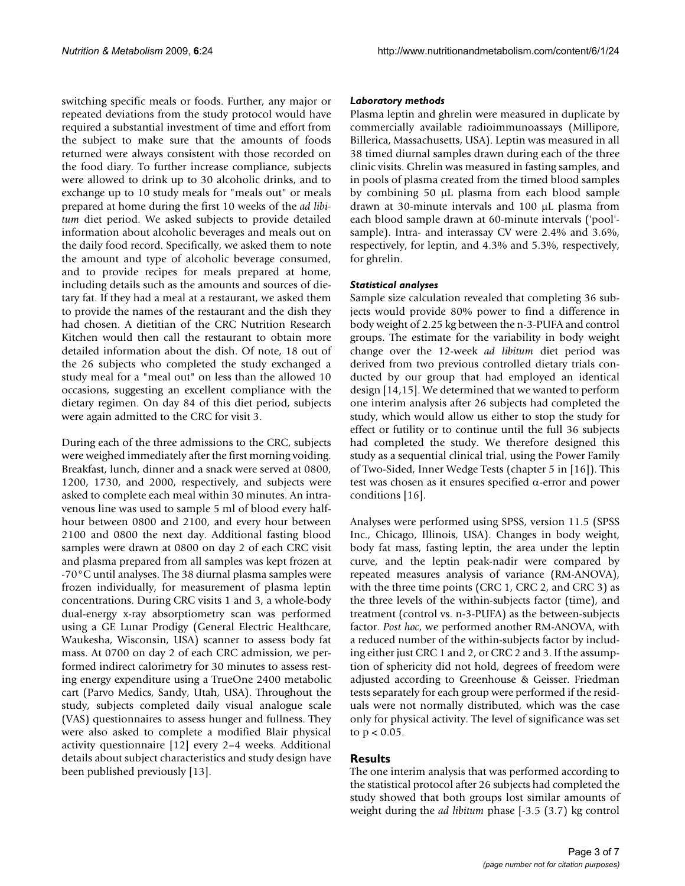switching specific meals or foods. Further, any major or repeated deviations from the study protocol would have required a substantial investment of time and effort from the subject to make sure that the amounts of foods returned were always consistent with those recorded on the food diary. To further increase compliance, subjects were allowed to drink up to 30 alcoholic drinks, and to exchange up to 10 study meals for "meals out" or meals prepared at home during the first 10 weeks of the *ad libitum* diet period. We asked subjects to provide detailed information about alcoholic beverages and meals out on the daily food record. Specifically, we asked them to note the amount and type of alcoholic beverage consumed, and to provide recipes for meals prepared at home, including details such as the amounts and sources of dietary fat. If they had a meal at a restaurant, we asked them to provide the names of the restaurant and the dish they had chosen. A dietitian of the CRC Nutrition Research Kitchen would then call the restaurant to obtain more detailed information about the dish. Of note, 18 out of the 26 subjects who completed the study exchanged a study meal for a "meal out" on less than the allowed 10 occasions, suggesting an excellent compliance with the dietary regimen. On day 84 of this diet period, subjects were again admitted to the CRC for visit 3.

During each of the three admissions to the CRC, subjects were weighed immediately after the first morning voiding. Breakfast, lunch, dinner and a snack were served at 0800, 1200, 1730, and 2000, respectively, and subjects were asked to complete each meal within 30 minutes. An intravenous line was used to sample 5 ml of blood every half-hour between 0800 and 2100, and every hour between 2100 and 0800 the next day. Additional fasting blood samples were drawn at 0800 on day 2 of each CRC visit and plasma prepared from all samples was kept frozen at -70°C until analyses. The 38 diurnal plasma samples were frozen individually, for measurement of plasma leptin concentrations. During CRC visits 1 and 3, a whole-body dual-energy x-ray absorptiometry scan was performed using a GE Lunar Prodigy (General Electric Healthcare, Waukesha, Wisconsin, USA) scanner to assess body fat mass. At 0700 on day 2 of each CRC admission, we performed indirect calorimetry for 30 minutes to assess resting energy expenditure using a TrueOne 2400 metabolic cart (Parvo Medics, Sandy, Utah, USA). Throughout the study, subjects completed daily visual analogue scale (VAS) questionnaires to assess hunger and fullness. They were also asked to complete a modified Blair physical activity questionnaire [12] every 2–4 weeks. Additional details about subject characteristics and study design have been published previously [13].

### *Laboratory methods*

Plasma leptin and ghrelin were measured in duplicate by commercially available radioimmunoassays (Millipore, Billerica, Massachusetts, USA). Leptin was measured in all 38 timed diurnal samples drawn during each of the three clinic visits. Ghrelin was measured in fasting samples, and in pools of plasma created from the timed blood samples by combining 50 μL plasma from each blood sample drawn at 30-minute intervals and 100 μL plasma from each blood sample drawn at 60-minute intervals ('pool'-sample). Intra- and interassay CV were 2.4% and 3.6%, respectively, for leptin, and 4.3% and 5.3%, respectively, for ghrelin.

### *Statistical analyses*

Sample size calculation revealed that completing 36 subjects would provide 80% power to find a difference in body weight of 2.25 kg between the n-3-PUFA and control groups. The estimate for the variability in body weight change over the 12-week *ad libitum* diet period was derived from two previous controlled dietary trials conducted by our group that had employed an identical design [14,15]. We determined that we wanted to perform one interim analysis after 26 subjects had completed the study, which would allow us either to stop the study for effect or futility or to continue until the full 36 subjects had completed the study. We therefore designed this study as a sequential clinical trial, using the Power Family of Two-Sided, Inner Wedge Tests (chapter 5 in [16]). This test was chosen as it ensures specified $\alpha$-error and power conditions [16].

Analyses were performed using SPSS, version 11.5 (SPSS Inc., Chicago, Illinois, USA). Changes in body weight, body fat mass, fasting leptin, the area under the leptin curve, and the leptin peak-nadir were compared by repeated measures analysis of variance (RM-ANOVA), with the three time points (CRC 1, CRC 2, and CRC 3) as the three levels of the within-subjects factor (time), and treatment (control vs. n-3-PUFA) as the between-subjects factor. *Post hoc*, we performed another RM-ANOVA, with a reduced number of the within-subjects factor by including either just CRC 1 and 2, or CRC 2 and 3. If the assumption of sphericity did not hold, degrees of freedom were adjusted according to Greenhouse & Geisser. Friedman tests separately for each group were performed if the residuals were not normally distributed, which was the case only for physical activity. The level of significance was set to $p < 0.05$.

## Results

The one interim analysis that was performed according to the statistical protocol after 26 subjects had completed the study showed that both groups lost similar amounts of weight during the *ad libitum* phase [-3.5 (3.7) kg control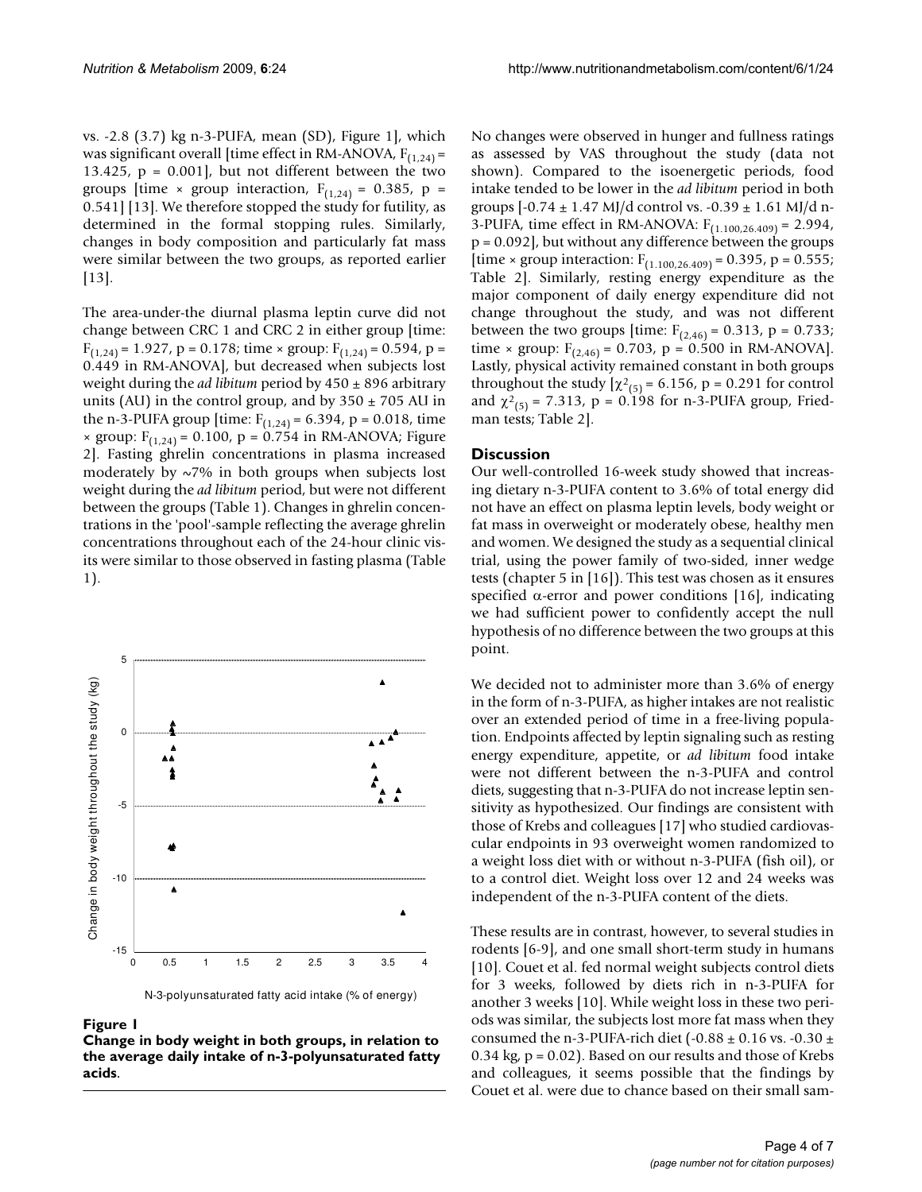vs. -2.8 (3.7) kg n-3-PUFA, mean (SD), Figure 1], which was significant overall [time effect in RM-ANOVA, $F_{(1,24)}$ = 13.425, p = 0.001], but not different between the two groups [time × group interaction, $F_{(1,24)}$ = 0.385, p = 0.541] [13]. We therefore stopped the study for futility, as determined in the formal stopping rules. Similarly, changes in body composition and particularly fat mass were similar between the two groups, as reported earlier [13].

The area-under-the diurnal plasma leptin curve did not change between CRC 1 and CRC 2 in either group [time: $F_{(1,24)}$ = 1.927, p = 0.178; time × group: $F_{(1,24)}$ = 0.594, p = 0.449 in RM-ANOVA], but decreased when subjects lost weight during the *ad libitum* period by 450 ± 896 arbitrary units (AU) in the control group, and by 350 ± 705 AU in the n-3-PUFA group [time: $F_{(1,24)}$ = 6.394, p = 0.018, time × group: $F_{(1,24)}$ = 0.100, p = 0.754 in RM-ANOVA; Figure 2]. Fasting ghrelin concentrations in plasma increased moderately by ~7% in both groups when subjects lost weight during the *ad libitum* period, but were not different between the groups (Table 1). Changes in ghrelin concentrations in the 'pool'-sample reflecting the average ghrelin concentrations throughout each of the 24-hour clinic visits were similar to those observed in fasting plasma (Table 1).

**Figure 1**
**Change in body weight in both groups, in relation to the average daily intake of n-3-polyunsaturated fatty acids**.

No changes were observed in hunger and fullness ratings as assessed by VAS throughout the study (data not shown). Compared to the isoenergetic periods, food intake tended to be lower in the *ad libitum* period in both groups [-0.74 ± 1.47 MJ/d control vs. -0.39 ± 1.61 MJ/d n-3-PUFA, time effect in RM-ANOVA: $F_{(1.100,26.409)}$ = 2.994, p = 0.092], but without any difference between the groups [time × group interaction: $F_{(1.100,26.409)}$ = 0.395, p = 0.555; Table 2]. Similarly, resting energy expenditure as the major component of daily energy expenditure did not change throughout the study, and was not different between the two groups [time: $F_{(2,46)}$ = 0.313, p = 0.733; time × group: $F_{(2,46)}$ = 0.703, p = 0.500 in RM-ANOVA]. Lastly, physical activity remained constant in both groups throughout the study [$\chi^2_{(5)}$ = 6.156, p = 0.291 for control and $\chi^2_{(5)}$ = 7.313, p = 0.198 for n-3-PUFA group, Friedman tests; Table 2].

## Discussion

Our well-controlled 16-week study showed that increasing dietary n-3-PUFA content to 3.6% of total energy did not have an effect on plasma leptin levels, body weight or fat mass in overweight or moderately obese, healthy men and women. We designed the study as a sequential clinical trial, using the power family of two-sided, inner wedge tests (chapter 5 in [16]). This test was chosen as it ensures specified $\alpha$-error and power conditions [16], indicating we had sufficient power to confidently accept the null hypothesis of no difference between the two groups at this point.

We decided not to administer more than 3.6% of energy in the form of n-3-PUFA, as higher intakes are not realistic over an extended period of time in a free-living population. Endpoints affected by leptin signaling such as resting energy expenditure, appetite, or *ad libitum* food intake were not different between the n-3-PUFA and control diets, suggesting that n-3-PUFA do not increase leptin sensitivity as hypothesized. Our findings are consistent with those of Krebs and colleagues [17] who studied cardiovascular endpoints in 93 overweight women randomized to a weight loss diet with or without n-3-PUFA (fish oil), or to a control diet. Weight loss over 12 and 24 weeks was independent of the n-3-PUFA content of the diets.

These results are in contrast, however, to several studies in rodents [6-9], and one small short-term study in humans [10]. Couet et al. fed normal weight subjects control diets for 3 weeks, followed by diets rich in n-3-PUFA for another 3 weeks [10]. While weight loss in these two periods was similar, the subjects lost more fat mass when they consumed the n-3-PUFA-rich diet (-0.88 ± 0.16 vs. -0.30 ± 0.34 kg, p = 0.02). Based on our results and those of Krebs and colleagues, it seems possible that the findings by Couet et al. were due to chance based on their small sam-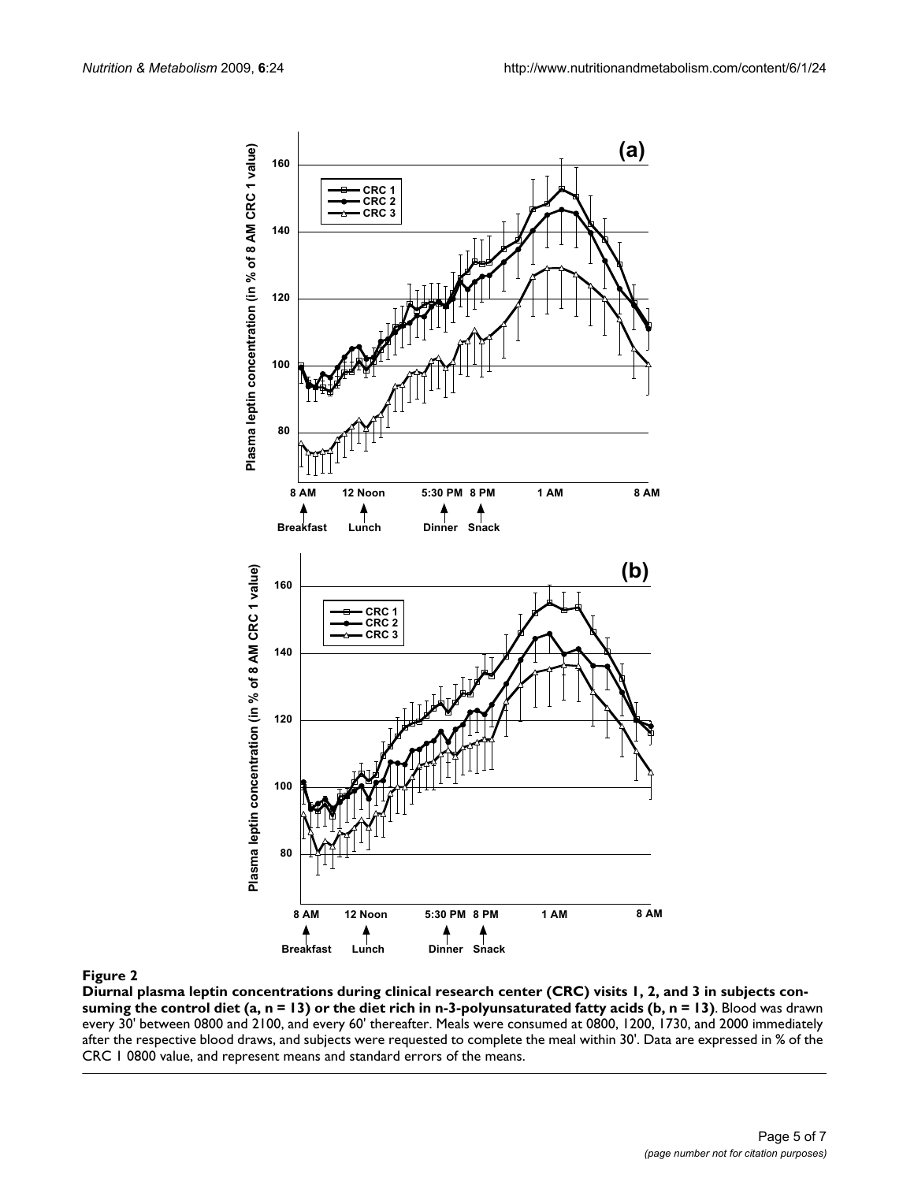**Figure 2**

**Diurnal plasma leptin concentrations during clinical research center (CRC) visits 1, 2, and 3 in subjects consuming the control diet (a, n = 13) or the diet rich in n-3-polyunsaturated fatty acids (b, n = 13)**. Blood was drawn every 30' between 0800 and 2100, and every 60' thereafter. Meals were consumed at 0800, 1200, 1730, and 2000 immediately after the respective blood draws, and subjects were requested to complete the meal within 30'. Data are expressed in % of the CRC 1 0800 value, and represent means and standard errors of the means.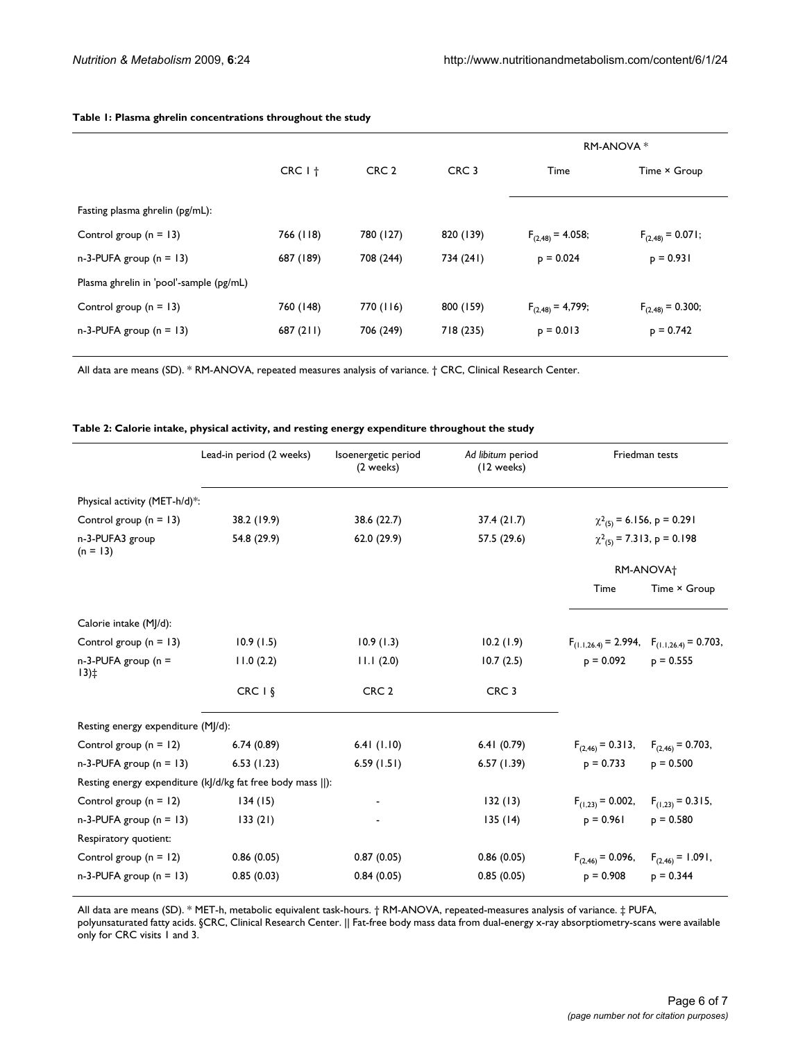**Table 1: Plasma ghrelin concentrations throughout the study**

| | CRC 1 † | CRC 2 | CRC 3 | RM-ANOVA * | |
|---|---|---|---|---|---|
| | | | | Time | Time × Group |
| Fasting plasma ghrelin (pg/mL): | | | | | |
| Control group (n = 13) | 766 (118) | 780 (127) | 820 (139) | $F_{(2,48)} = 4.058$; | $F_{(2,48)} = 0.071$; |
| n-3-PUFA group (n = 13) | 687 (189) | 708 (244) | 734 (241) | $p = 0.024$ | $p = 0.931$ |
| Plasma ghrelin in 'pool'-sample (pg/mL) | | | | | |
| Control group (n = 13) | 760 (148) | 770 (116) | 800 (159) | $F_{(2,48)} = 4{,}799$; | $F_{(2,48)} = 0.300$; |
| n-3-PUFA group (n = 13) | 687 (211) | 706 (249) | 718 (235) | $p = 0.013$ | $p = 0.742$ |

All data are means (SD). * RM-ANOVA, repeated measures analysis of variance. † CRC, Clinical Research Center.

**Table 2: Calorie intake, physical activity, and resting energy expenditure throughout the study**

| | Lead-in period (2 weeks) | Isoenergetic period (2 weeks) | *Ad libitum* period (12 weeks) | Friedman tests | |
|---|---|---|---|---|---|
| Physical activity (MET-h/d)*: | | | | | |
| Control group (n = 13) | 38.2 (19.9) | 38.6 (22.7) | 37.4 (21.7) | $\chi^2_{(5)} = 6.156$, $p = 0.291$ | |
| n-3-PUFA3 group (n = 13) | 54.8 (29.9) | 62.0 (29.9) | 57.5 (29.6) | $\chi^2_{(5)} = 7.313$, $p = 0.198$ | |
| | | | | RM-ANOVA† | |
| | | | | Time | Time × Group |
| Calorie intake (MJ/d): | | | | | |
| Control group (n = 13) | 10.9 (1.5) | 10.9 (1.3) | 10.2 (1.9) | $F_{(1.1,26.4)} = 2.994$, | $F_{(1.1,26.4)} = 0.703$, |
| n-3-PUFA group (n = 13)‡ | 11.0 (2.2) | 11.1 (2.0) | 10.7 (2.5) | $p = 0.092$ | $p = 0.555$ |
| | CRC 1 § | CRC 2 | CRC 3 | | |
| Resting energy expenditure (MJ/d): | | | | | |
| Control group (n = 12) | 6.74 (0.89) | 6.41 (1.10) | 6.41 (0.79) | $F_{(2,46)} = 0.313$, | $F_{(2,46)} = 0.703$, |
| n-3-PUFA group (n = 13) | 6.53 (1.23) | 6.59 (1.51) | 6.57 (1.39) | $p = 0.733$ | $p = 0.500$ |
| Resting energy expenditure (kJ/d/kg fat free body mass \|\|): | | | | | |
| Control group (n = 12) | 134 (15) | - | 132 (13) | $F_{(1,23)} = 0.002$, | $F_{(1,23)} = 0.315$, |
| n-3-PUFA group (n = 13) | 133 (21) | - | 135 (14) | $p = 0.961$ | $p = 0.580$ |
| Respiratory quotient: | | | | | |
| Control group (n = 12) | 0.86 (0.05) | 0.87 (0.05) | 0.86 (0.05) | $F_{(2,46)} = 0.096$, | $F_{(2,46)} = 1.091$, |
| n-3-PUFA group (n = 13) | 0.85 (0.03) | 0.84 (0.05) | 0.85 (0.05) | $p = 0.908$ | $p = 0.344$ |

All data are means (SD). * MET-h, metabolic equivalent task-hours. † RM-ANOVA, repeated-measures analysis of variance. ‡ PUFA, polyunsaturated fatty acids. §CRC, Clinical Research Center. || Fat-free body mass data from dual-energy x-ray absorptiometry-scans were available only for CRC visits 1 and 3.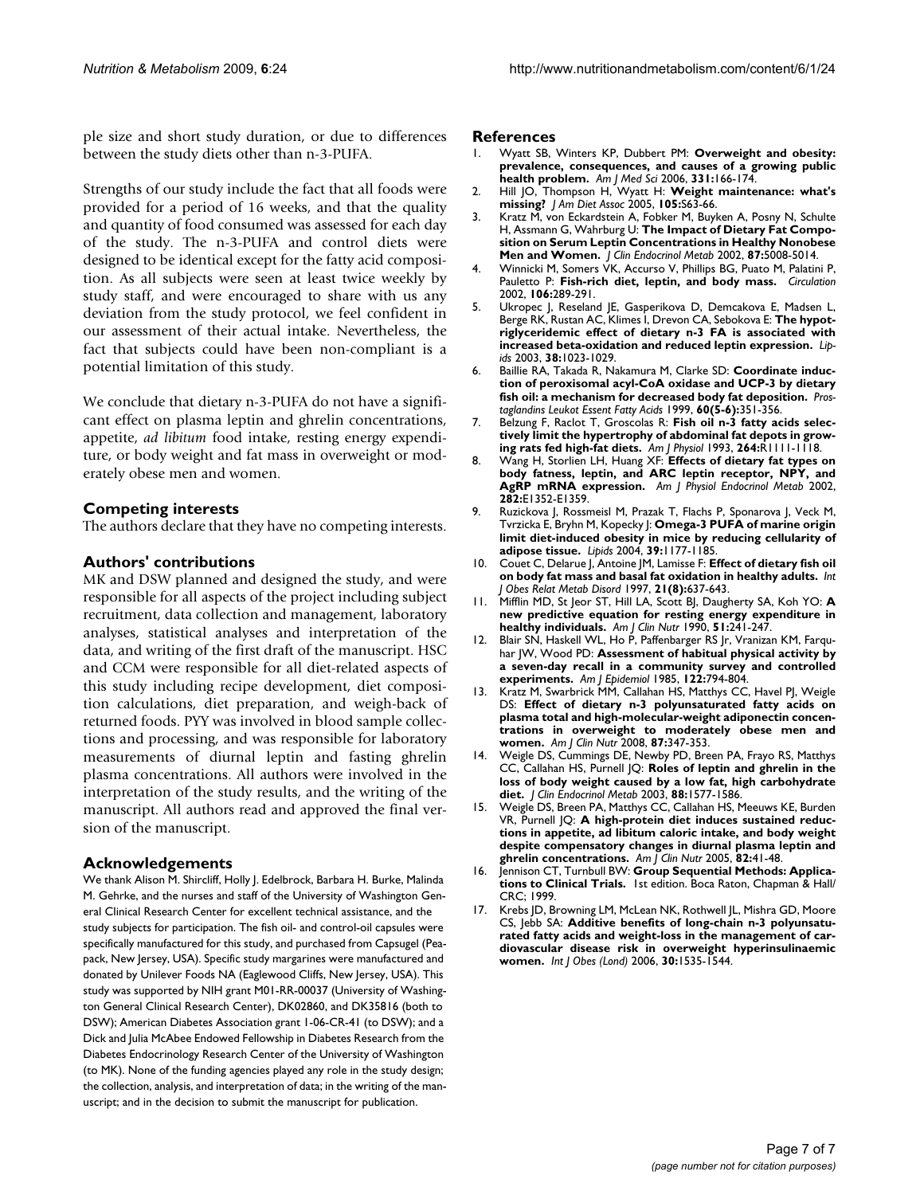ple size and short study duration, or due to differences between the study diets other than n-3-PUFA.

Strengths of our study include the fact that all foods were provided for a period of 16 weeks, and that the quality and quantity of food consumed was assessed for each day of the study. The n-3-PUFA and control diets were designed to be identical except for the fatty acid composition. As all subjects were seen at least twice weekly by study staff, and were encouraged to share with us any deviation from the study protocol, we feel confident in our assessment of their actual intake. Nevertheless, the fact that subjects could have been non-compliant is a potential limitation of this study.

We conclude that dietary n-3-PUFA do not have a significant effect on plasma leptin and ghrelin concentrations, appetite, *ad libitum* food intake, resting energy expenditure, or body weight and fat mass in overweight or moderately obese men and women.

## Competing interests

The authors declare that they have no competing interests.

## Authors' contributions

MK and DSW planned and designed the study, and were responsible for all aspects of the project including subject recruitment, data collection and management, laboratory analyses, statistical analyses and interpretation of the data, and writing of the first draft of the manuscript. HSC and CCM were responsible for all diet-related aspects of this study including recipe development, diet composition calculations, diet preparation, and weigh-back of returned foods. PYY was involved in blood sample collections and processing, and was responsible for laboratory measurements of diurnal leptin and fasting ghrelin plasma concentrations. All authors were involved in the interpretation of the study results, and the writing of the manuscript. All authors read and approved the final version of the manuscript.

## Acknowledgements

We thank Alison M. Shircliff, Holly J. Edelbrock, Barbara H. Burke, Malinda M. Gehrke, and the nurses and staff of the University of Washington General Clinical Research Center for excellent technical assistance, and the study subjects for participation. The fish oil- and control-oil capsules were specifically manufactured for this study, and purchased from Capsugel (Peapack, New Jersey, USA). Specific study margarines were manufactured and donated by Unilever Foods NA (Eaglewood Cliffs, New Jersey, USA). This study was supported by NIH grant M01-RR-00037 (University of Washington General Clinical Research Center), DK02860, and DK35816 (both to DSW); American Diabetes Association grant 1-06-CR-41 (to DSW); and a Dick and Julia McAbee Endowed Fellowship in Diabetes Research from the Diabetes Endocrinology Research Center of the University of Washington (to MK). None of the funding agencies played any role in the study design; the collection, analysis, and interpretation of data; in the writing of the manuscript; and in the decision to submit the manuscript for publication.

## References

1. Wyatt SB, Winters KP, Dubbert PM: **Overweight and obesity: prevalence, consequences, and causes of a growing public health problem.** *Am J Med Sci* 2006, **331:**166-174.
2. Hill JO, Thompson H, Wyatt H: **Weight maintenance: what's missing?** *J Am Diet Assoc* 2005, **105:**S63-66.
3. Kratz M, von Eckardstein A, Fobker M, Buyken A, Posny N, Schulte H, Assmann G, Wahrburg U: **The Impact of Dietary Fat Composition on Serum Leptin Concentrations in Healthy Nonobese Men and Women.** *J Clin Endocrinol Metab* 2002, **87:**5008-5014.
4. Winnicki M, Somers VK, Accurso V, Phillips BG, Puato M, Palatini P, Pauletto P: **Fish-rich diet, leptin, and body mass.** *Circulation* 2002, **106:**289-291.
5. Ukropec J, Reseland JE, Gasperikova D, Demcakova E, Madsen L, Berge RK, Rustan AC, Klimes I, Drevon CA, Sebokova E: **The hypotriglyceridemic effect of dietary n-3 FA is associated with increased beta-oxidation and reduced leptin expression.** *Lipids* 2003, **38:**1023-1029.
6. Baillie RA, Takada R, Nakamura M, Clarke SD: **Coordinate induction of peroxisomal acyl-CoA oxidase and UCP-3 by dietary fish oil: a mechanism for decreased body fat deposition.** *Prostaglandins Leukot Essent Fatty Acids* 1999, **60(5-6):**351-356.
7. Belzung F, Raclot T, Groscolas R: **Fish oil n-3 fatty acids selectively limit the hypertrophy of abdominal fat depots in growing rats fed high-fat diets.** *Am J Physiol* 1993, **264:**R1111-1118.
8. Wang H, Storlien LH, Huang XF: **Effects of dietary fat types on body fatness, leptin, and ARC leptin receptor, NPY, and AgRP mRNA expression.** *Am J Physiol Endocrinol Metab* 2002, **282:**E1352-E1359.
9. Ruzickova J, Rossmeisl M, Prazak T, Flachs P, Sponarova J, Veck M, Tvrzicka E, Bryhn M, Kopecky J: **Omega-3 PUFA of marine origin limit diet-induced obesity in mice by reducing cellularity of adipose tissue.** *Lipids* 2004, **39:**1177-1185.
10. Couet C, Delarue J, Antoine JM, Lamisse F: **Effect of dietary fish oil on body fat mass and basal fat oxidation in healthy adults.** *Int J Obes Relat Metab Disord* 1997, **21(8):**637-643.
11. Mifflin MD, St Jeor ST, Hill LA, Scott BJ, Daugherty SA, Koh YO: **A new predictive equation for resting energy expenditure in healthy individuals.** *Am J Clin Nutr* 1990, **51:**241-247.
12. Blair SN, Haskell WL, Ho P, Paffenbarger RS Jr, Vranizan KM, Farquhar JW, Wood PD: **Assessment of habitual physical activity by a seven-day recall in a community survey and controlled experiments.** *Am J Epidemiol* 1985, **122:**794-804.
13. Kratz M, Swarbrick MM, Callahan HS, Matthys CC, Havel PJ, Weigle DS: **Effect of dietary n-3 polyunsaturated fatty acids on plasma total and high-molecular-weight adiponectin concentrations in overweight to moderately obese men and women.** *Am J Clin Nutr* 2008, **87:**347-353.
14. Weigle DS, Cummings DE, Newby PD, Breen PA, Frayo RS, Matthys CC, Callahan HS, Purnell JQ: **Roles of leptin and ghrelin in the loss of body weight caused by a low fat, high carbohydrate diet.** *J Clin Endocrinol Metab* 2003, **88:**1577-1586.
15. Weigle DS, Breen PA, Matthys CC, Callahan HS, Meeuws KE, Burden VR, Purnell JQ: **A high-protein diet induces sustained reductions in appetite, ad libitum caloric intake, and body weight despite compensatory changes in diurnal plasma leptin and ghrelin concentrations.** *Am J Clin Nutr* 2005, **82:**41-48.
16. Jennison CT, Turnbull BW: **Group Sequential Methods: Applications to Clinical Trials.** 1st edition. Boca Raton, Chapman & Hall/CRC; 1999.
17. Krebs JD, Browning LM, McLean NK, Rothwell JL, Mishra GD, Moore CS, Jebb SA: **Additive benefits of long-chain n-3 polyunsaturated fatty acids and weight-loss in the management of cardiovascular disease risk in overweight hyperinsulinaemic women.** *Int J Obes (Lond)* 2006, **30:**1535-1544.